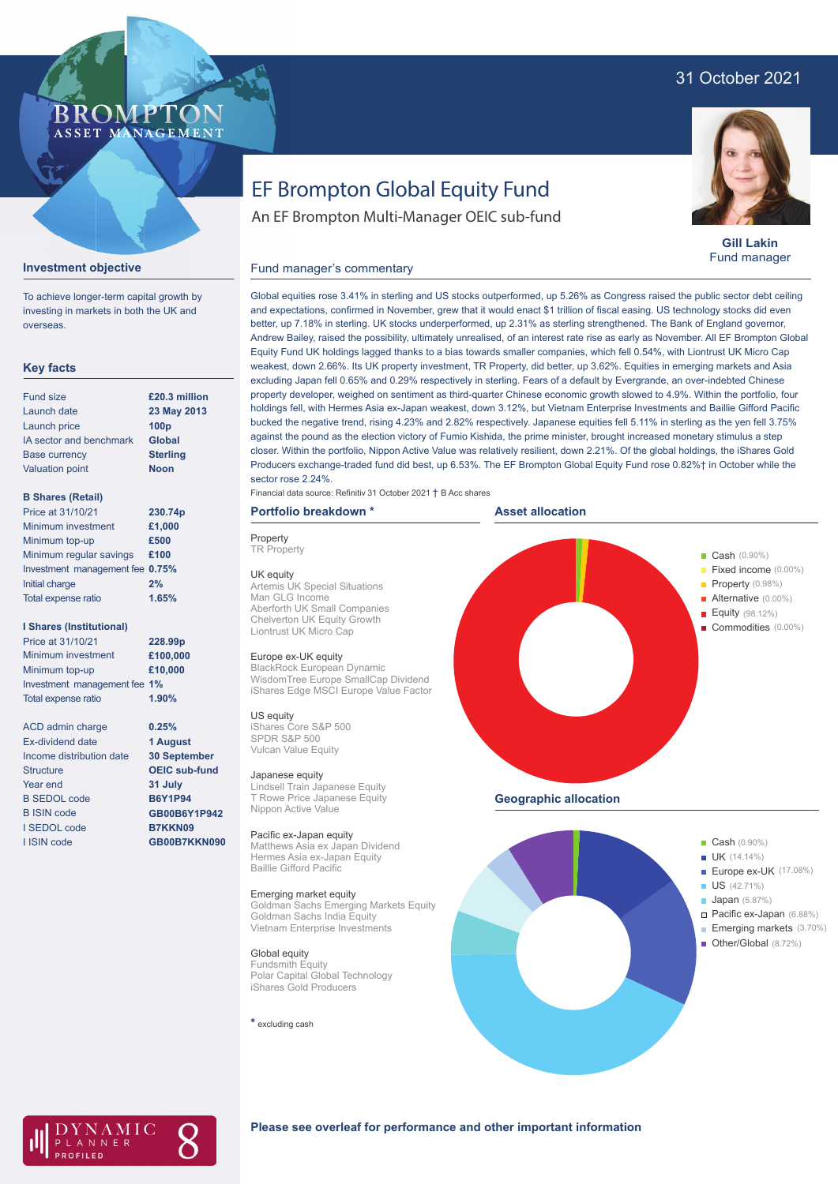31 October 2021

BROMPTON ASSET MANAGEMENT

# EF Brompton Global Equity Fund

An EF Brompton Multi-Manager OEIC sub-fund

**Gill Lakin**
Fund manager

## Investment objective

To achieve longer-term capital growth by investing in markets in both the UK and overseas.

## Key facts

| | |
|---|---|
| Fund size | **£20.3 million** |
| Launch date | **23 May 2013** |
| Launch price | **100p** |
| IA sector and benchmark | **Global** |
| Base currency | **Sterling** |
| Valuation point | **Noon** |

**B Shares (Retail)**

| | |
|---|---|
| Price at 31/10/21 | **230.74p** |
| Minimum investment | **£1,000** |
| Minimum top-up | **£500** |
| Minimum regular savings | **£100** |
| Investment management fee | **0.75%** |
| Initial charge | **2%** |
| Total expense ratio | **1.65%** |

**I Shares (Institutional)**

| | |
|---|---|
| Price at 31/10/21 | **228.99p** |
| Minimum investment | **£100,000** |
| Minimum top-up | **£10,000** |
| Investment management fee | **1%** |
| Total expense ratio | **1.90%** |

| | |
|---|---|
| ACD admin charge | **0.25%** |
| Ex-dividend date | **1 August** |
| Income distribution date | **30 September** |
| Structure | **OEIC sub-fund** |
| Year end | **31 July** |
| B SEDOL code | **B6Y1P94** |
| B ISIN code | **GB00B6Y1P942** |
| I SEDOL code | **B7KKN09** |
| I ISIN code | **GB00B7KKN090** |

DYNAMIC PLANNER PROFILED 8

## Fund manager's commentary

Global equities rose 3.41% in sterling and US stocks outperformed, up 5.26% as Congress raised the public sector debt ceiling and expectations, confirmed in November, grew that it would enact $1 trillion of fiscal easing. US technology stocks did even better, up 7.18% in sterling. UK stocks underperformed, up 2.31% as sterling strengthened. The Bank of England governor, Andrew Bailey, raised the possibility, ultimately unrealised, of an interest rate rise as early as November. All EF Brompton Global Equity Fund UK holdings lagged thanks to a bias towards smaller companies, which fell 0.54%, with Liontrust UK Micro Cap weakest, down 2.66%. Its UK property investment, TR Property, did better, up 3.62%. Equities in emerging markets and Asia excluding Japan fell 0.65% and 0.29% respectively in sterling. Fears of a default by Evergrande, an over-indebted Chinese property developer, weighed on sentiment as third-quarter Chinese economic growth slowed to 4.9%. Within the portfolio, four holdings fell, with Hermes Asia ex-Japan weakest, down 3.12%, but Vietnam Enterprise Investments and Baillie Gifford Pacific bucked the negative trend, rising 4.23% and 2.82% respectively. Japanese equities fell 5.11% in sterling as the yen fell 3.75% against the pound as the election victory of Fumio Kishida, the prime minister, brought increased monetary stimulus a step closer. Within the portfolio, Nippon Active Value was relatively resilient, down 2.21%. Of the global holdings, the iShares Gold Producers exchange-traded fund did best, up 6.53%. The EF Brompton Global Equity Fund rose 0.82%† in October while the sector rose 2.24%.

Financial data source: Refinitiv 31 October 2021 † B Acc shares

## Portfolio breakdown *

**Property**
TR Property

**UK equity**
Artemis UK Special Situations
Man GLG Income
Aberforth UK Small Companies
Chelverton UK Equity Growth
Liontrust UK Micro Cap

**Europe ex-UK equity**
BlackRock European Dynamic
WisdomTree Europe SmallCap Dividend
iShares Edge MSCI Europe Value Factor

**US equity**
iShares Core S&P 500
SPDR S&P 500
Vulcan Value Equity

**Japanese equity**
Lindsell Train Japanese Equity
T Rowe Price Japanese Equity
Nippon Active Value

**Pacific ex-Japan equity**
Matthews Asia ex Japan Dividend
Hermes Asia ex-Japan Equity
Baillie Gifford Pacific

**Emerging market equity**
Goldman Sachs Emerging Markets Equity
Goldman Sachs India Equity
Vietnam Enterprise Investments

**Global equity**
Fundsmith Equity
Polar Capital Global Technology
iShares Gold Producers

* excluding cash

## Asset allocation

- Cash (0.90%)
- Fixed income (0.00%)
- Property (0.98%)
- Alternative (0.00%)
- Equity (98.12%)
- Commodities (0.00%)

## Geographic allocation

- Cash (0.90%)
- UK (14.14%)
- Europe ex-UK (17.08%)
- US (42.71%)
- Japan (5.87%)
- Pacific ex-Japan (6.88%)
- Emerging markets (3.70%)
- Other/Global (8.72%)

**Please see overleaf for performance and other important information**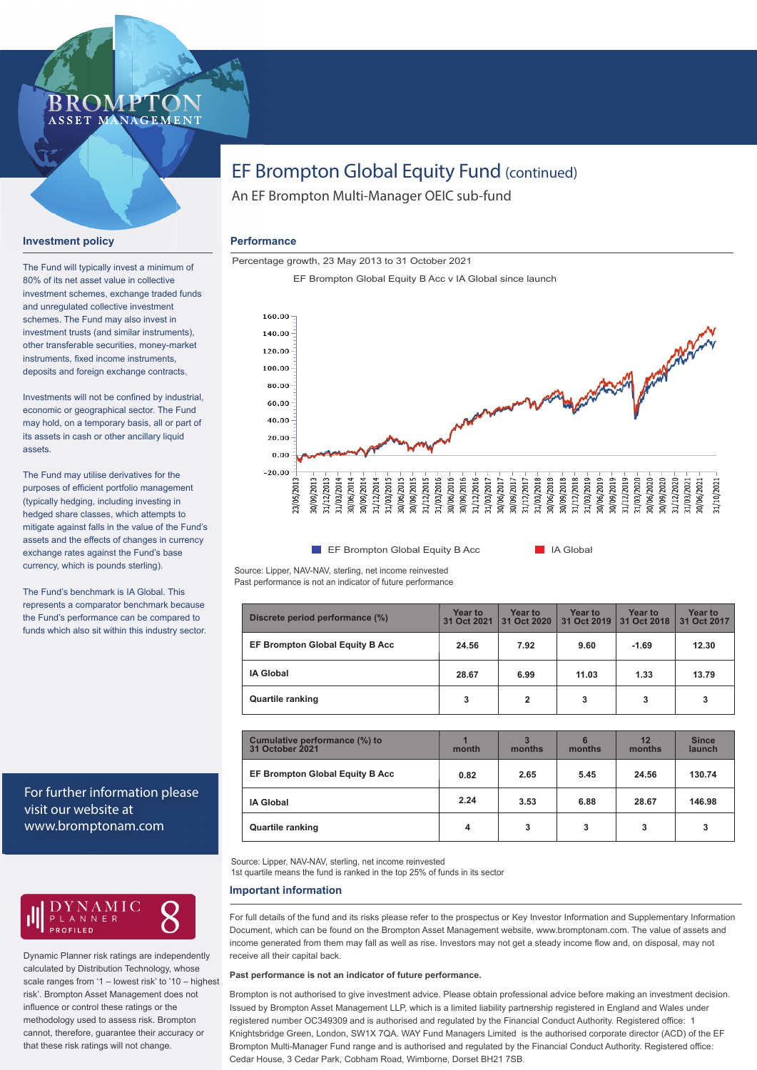BROMPTON
ASSET MANAGEMENT

# EF Brompton Global Equity Fund (continued)

An EF Brompton Multi-Manager OEIC sub-fund

## Investment policy

The Fund will typically invest a minimum of 80% of its net asset value in collective investment schemes, exchange traded funds and unregulated collective investment schemes. The Fund may also invest in investment trusts (and similar instruments), other transferable securities, money-market instruments, fixed income instruments, deposits and foreign exchange contracts.

Investments will not be confined by industrial, economic or geographical sector. The Fund may hold, on a temporary basis, all or part of its assets in cash or other ancillary liquid assets.

The Fund may utilise derivatives for the purposes of efficient portfolio management (typically hedging, including investing in hedged share classes, which attempts to mitigate against falls in the value of the Fund's assets and the effects of changes in currency exchange rates against the Fund's base currency, which is pounds sterling).

The Fund's benchmark is IA Global. This represents a comparator benchmark because the Fund's performance can be compared to funds which also sit within this industry sector.

For further information please visit our website at www.bromptonam.com

DYNAMIC PLANNER PROFILED 8

Dynamic Planner risk ratings are independently calculated by Distribution Technology, whose scale ranges from '1 – lowest risk' to '10 – highest risk'. Brompton Asset Management does not influence or control these ratings or the methodology used to assess risk. Brompton cannot, therefore, guarantee their accuracy or that these risk ratings will not change.

## Performance

Percentage growth, 23 May 2013 to 31 October 2021

EF Brompton Global Equity B Acc v IA Global since launch

160.00
140.00
120.00
100.00
80.00
60.00
40.00
20.00
0.00
-20.00

23/05/2013 30/09/2013 31/12/2013 31/03/2014 30/06/2014 30/09/2014 31/12/2014 31/03/2015 30/06/2015 30/09/2015 31/12/2015 31/03/2016 30/06/2016 30/09/2016 31/12/2016 31/03/2017 30/06/2017 30/09/2017 31/12/2017 31/03/2018 30/06/2018 30/09/2018 31/12/2018 31/03/2019 30/06/2019 30/09/2019 31/12/2019 31/03/2020 30/06/2020 30/09/2020 31/12/2020 31/03/2021 30/06/2021 31/10/2021

EF Brompton Global Equity B Acc
IA Global

Source: Lipper, NAV-NAV, sterling, net income reinvested
Past performance is not an indicator of future performance

| Discrete period performance (%) | Year to 31 Oct 2021 | Year to 31 Oct 2020 | Year to 31 Oct 2019 | Year to 31 Oct 2018 | Year to 31 Oct 2017 |
|---|---|---|---|---|---|
| EF Brompton Global Equity B Acc | 24.56 | 7.92 | 9.60 | -1.69 | 12.30 |
| IA Global | 28.67 | 6.99 | 11.03 | 1.33 | 13.79 |
| Quartile ranking | 3 | 2 | 3 | 3 | 3 |

| Cumulative performance (%) to 31 October 2021 | 1 month | 3 months | 6 months | 12 months | Since launch |
|---|---|---|---|---|---|
| EF Brompton Global Equity B Acc | 0.82 | 2.65 | 5.45 | 24.56 | 130.74 |
| IA Global | 2.24 | 3.53 | 6.88 | 28.67 | 146.98 |
| Quartile ranking | 4 | 3 | 3 | 3 | 3 |

Source: Lipper, NAV-NAV, sterling, net income reinvested
1st quartile means the fund is ranked in the top 25% of funds in its sector

## Important information

For full details of the fund and its risks please refer to the prospectus or Key Investor Information and Supplementary Information Document, which can be found on the Brompton Asset Management website, www.bromptonam.com. The value of assets and income generated from them may fall as well as rise. Investors may not get a steady income flow and, on disposal, may not receive all their capital back.

**Past performance is not an indicator of future performance.**

Brompton is not authorised to give investment advice. Please obtain professional advice before making an investment decision. Issued by Brompton Asset Management LLP, which is a limited liability partnership registered in England and Wales under registered number OC349309 and is authorised and regulated by the Financial Conduct Authority. Registered office: 1 Knightsbridge Green, London, SW1X 7QA. WAY Fund Managers Limited is the authorised corporate director (ACD) of the EF Brompton Multi-Manager Fund range and is authorised and regulated by the Financial Conduct Authority. Registered office: Cedar House, 3 Cedar Park, Cobham Road, Wimborne, Dorset BH21 7SB.